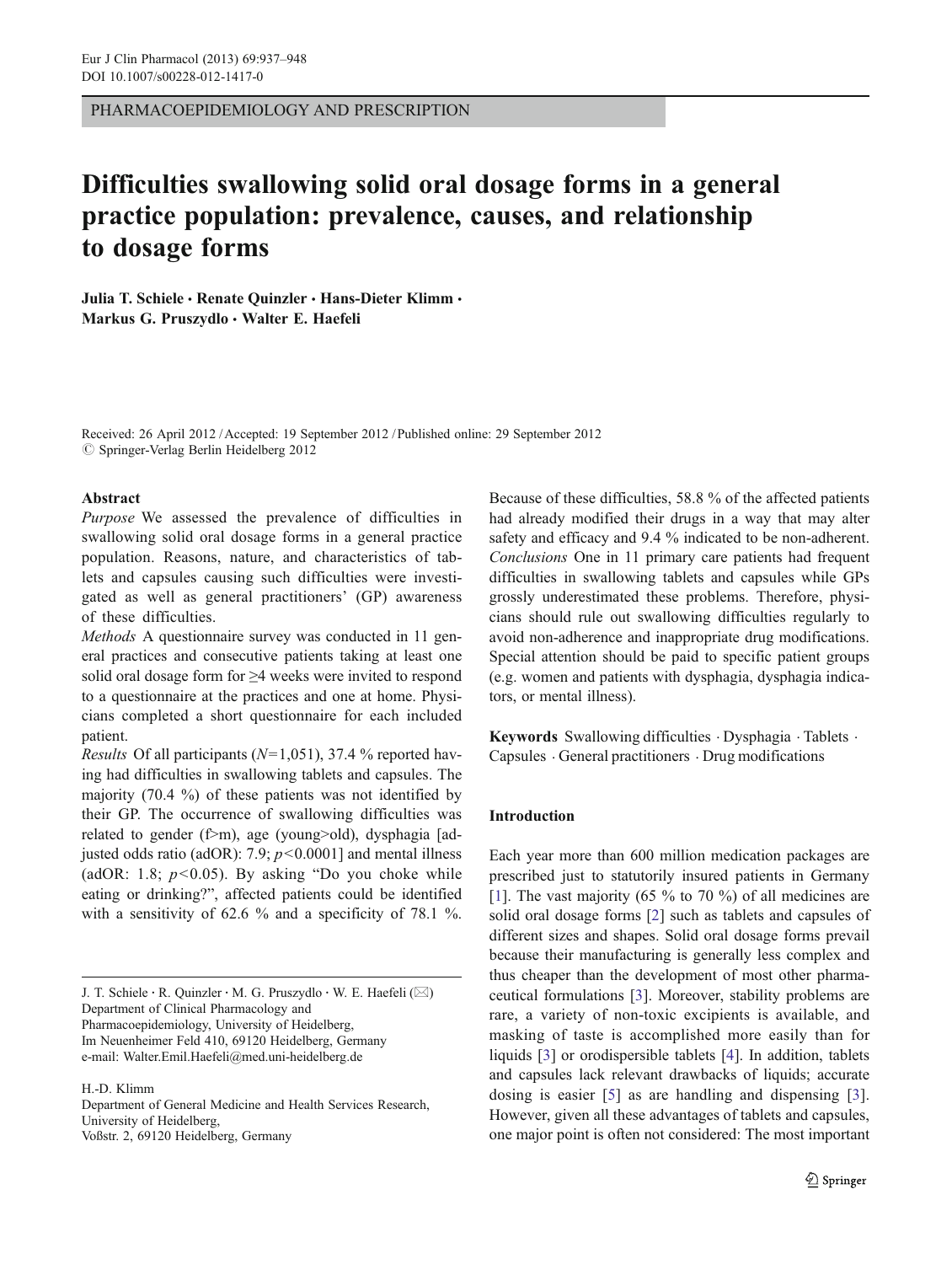PHARMACOEPIDEMIOLOGY AND PRESCRIPTION

# Difficulties swallowing solid oral dosage forms in a general practice population: prevalence, causes, and relationship to dosage forms

**Julia T. Schiele · Renate Quinzler · Hans-Dieter Klimm · Markus G. Pruszydlo · Walter E. Haefeli**

Received: 26 April 2012 / Accepted: 19 September 2012 / Published online: 29 September 2012
© Springer-Verlag Berlin Heidelberg 2012

**Abstract**

*Purpose* We assessed the prevalence of difficulties in swallowing solid oral dosage forms in a general practice population. Reasons, nature, and characteristics of tablets and capsules causing such difficulties were investigated as well as general practitioners' (GP) awareness of these difficulties.

*Methods* A questionnaire survey was conducted in 11 general practices and consecutive patients taking at least one solid oral dosage form for ≥4 weeks were invited to respond to a questionnaire at the practices and one at home. Physicians completed a short questionnaire for each included patient.

*Results* Of all participants ($N$=1,051), 37.4 % reported having had difficulties in swallowing tablets and capsules. The majority (70.4 %) of these patients was not identified by their GP. The occurrence of swallowing difficulties was related to gender (f>m), age (young>old), dysphagia [adjusted odds ratio (adOR): 7.9; $p<0.0001$] and mental illness (adOR: 1.8; $p<0.05$). By asking "Do you choke while eating or drinking?", affected patients could be identified with a sensitivity of 62.6 % and a specificity of 78.1 %. Because of these difficulties, 58.8 % of the affected patients had already modified their drugs in a way that may alter safety and efficacy and 9.4 % indicated to be non-adherent.

*Conclusions* One in 11 primary care patients had frequent difficulties in swallowing tablets and capsules while GPs grossly underestimated these problems. Therefore, physicians should rule out swallowing difficulties regularly to avoid non-adherence and inappropriate drug modifications. Special attention should be paid to specific patient groups (e.g. women and patients with dysphagia, dysphagia indicators, or mental illness).

**Keywords** Swallowing difficulties · Dysphagia · Tablets · Capsules · General practitioners · Drug modifications

J. T. Schiele · R. Quinzler · M. G. Pruszydlo · W. E. Haefeli (✉)
Department of Clinical Pharmacology and Pharmacoepidemiology, University of Heidelberg, Im Neuenheimer Feld 410, 69120 Heidelberg, Germany
e-mail: Walter.Emil.Haefeli@med.uni-heidelberg.de

H.-D. Klimm
Department of General Medicine and Health Services Research, University of Heidelberg, Voßstr. 2, 69120 Heidelberg, Germany

## Introduction

Each year more than 600 million medication packages are prescribed just to statutorily insured patients in Germany [1]. The vast majority (65 % to 70 %) of all medicines are solid oral dosage forms [2] such as tablets and capsules of different sizes and shapes. Solid oral dosage forms prevail because their manufacturing is generally less complex and thus cheaper than the development of most other pharmaceutical formulations [3]. Moreover, stability problems are rare, a variety of non-toxic excipients is available, and masking of taste is accomplished more easily than for liquids [3] or orodispersible tablets [4]. In addition, tablets and capsules lack relevant drawbacks of liquids; accurate dosing is easier [5] as are handling and dispensing [3]. However, given all these advantages of tablets and capsules, one major point is often not considered: The most important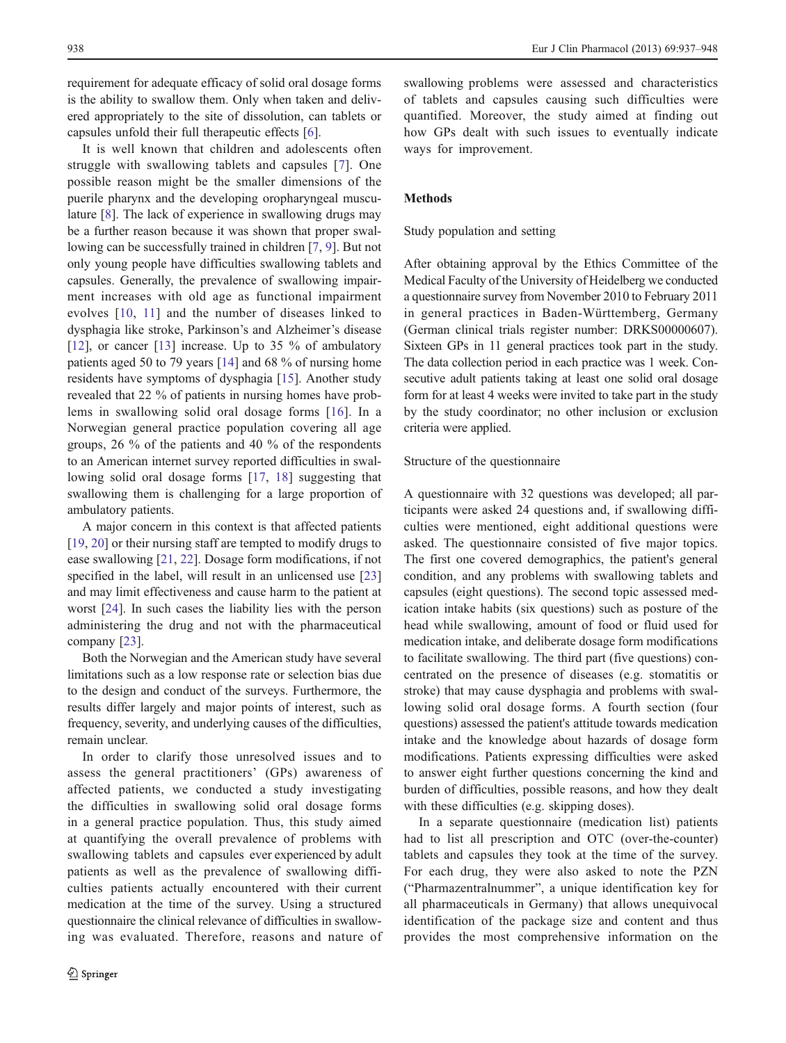requirement for adequate efficacy of solid oral dosage forms is the ability to swallow them. Only when taken and delivered appropriately to the site of dissolution, can tablets or capsules unfold their full therapeutic effects [6].

It is well known that children and adolescents often struggle with swallowing tablets and capsules [7]. One possible reason might be the smaller dimensions of the puerile pharynx and the developing oropharyngeal musculature [8]. The lack of experience in swallowing drugs may be a further reason because it was shown that proper swallowing can be successfully trained in children [7, 9]. But not only young people have difficulties swallowing tablets and capsules. Generally, the prevalence of swallowing impairment increases with old age as functional impairment evolves [10, 11] and the number of diseases linked to dysphagia like stroke, Parkinson's and Alzheimer's disease [12], or cancer [13] increase. Up to 35 % of ambulatory patients aged 50 to 79 years [14] and 68 % of nursing home residents have symptoms of dysphagia [15]. Another study revealed that 22 % of patients in nursing homes have problems in swallowing solid oral dosage forms [16]. In a Norwegian general practice population covering all age groups, 26 % of the patients and 40 % of the respondents to an American internet survey reported difficulties in swallowing solid oral dosage forms [17, 18] suggesting that swallowing them is challenging for a large proportion of ambulatory patients.

A major concern in this context is that affected patients [19, 20] or their nursing staff are tempted to modify drugs to ease swallowing [21, 22]. Dosage form modifications, if not specified in the label, will result in an unlicensed use [23] and may limit effectiveness and cause harm to the patient at worst [24]. In such cases the liability lies with the person administering the drug and not with the pharmaceutical company [23].

Both the Norwegian and the American study have several limitations such as a low response rate or selection bias due to the design and conduct of the surveys. Furthermore, the results differ largely and major points of interest, such as frequency, severity, and underlying causes of the difficulties, remain unclear.

In order to clarify those unresolved issues and to assess the general practitioners' (GPs) awareness of affected patients, we conducted a study investigating the difficulties in swallowing solid oral dosage forms in a general practice population. Thus, this study aimed at quantifying the overall prevalence of problems with swallowing tablets and capsules ever experienced by adult patients as well as the prevalence of swallowing difficulties patients actually encountered with their current medication at the time of the survey. Using a structured questionnaire the clinical relevance of difficulties in swallowing was evaluated. Therefore, reasons and nature of swallowing problems were assessed and characteristics of tablets and capsules causing such difficulties were quantified. Moreover, the study aimed at finding out how GPs dealt with such issues to eventually indicate ways for improvement.

## Methods

### Study population and setting

After obtaining approval by the Ethics Committee of the Medical Faculty of the University of Heidelberg we conducted a questionnaire survey from November 2010 to February 2011 in general practices in Baden-Württemberg, Germany (German clinical trials register number: DRKS00000607). Sixteen GPs in 11 general practices took part in the study. The data collection period in each practice was 1 week. Consecutive adult patients taking at least one solid oral dosage form for at least 4 weeks were invited to take part in the study by the study coordinator; no other inclusion or exclusion criteria were applied.

### Structure of the questionnaire

A questionnaire with 32 questions was developed; all participants were asked 24 questions and, if swallowing difficulties were mentioned, eight additional questions were asked. The questionnaire consisted of five major topics. The first one covered demographics, the patient's general condition, and any problems with swallowing tablets and capsules (eight questions). The second topic assessed medication intake habits (six questions) such as posture of the head while swallowing, amount of food or fluid used for medication intake, and deliberate dosage form modifications to facilitate swallowing. The third part (five questions) concentrated on the presence of diseases (e.g. stomatitis or stroke) that may cause dysphagia and problems with swallowing solid oral dosage forms. A fourth section (four questions) assessed the patient's attitude towards medication intake and the knowledge about hazards of dosage form modifications. Patients expressing difficulties were asked to answer eight further questions concerning the kind and burden of difficulties, possible reasons, and how they dealt with these difficulties (e.g. skipping doses).

In a separate questionnaire (medication list) patients had to list all prescription and OTC (over-the-counter) tablets and capsules they took at the time of the survey. For each drug, they were also asked to note the PZN ("Pharmazentralnummer", a unique identification key for all pharmaceuticals in Germany) that allows unequivocal identification of the package size and content and thus provides the most comprehensive information on the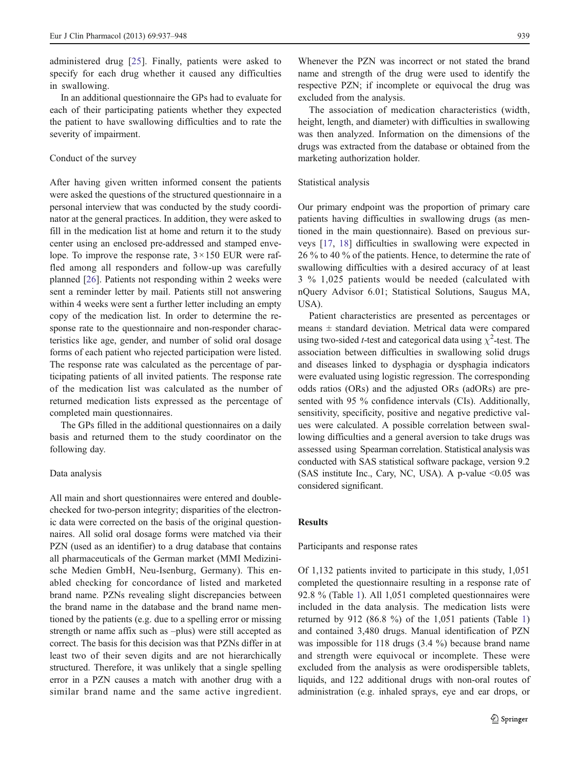administered drug [25]. Finally, patients were asked to specify for each drug whether it caused any difficulties in swallowing.

In an additional questionnaire the GPs had to evaluate for each of their participating patients whether they expected the patient to have swallowing difficulties and to rate the severity of impairment.

### Conduct of the survey

After having given written informed consent the patients were asked the questions of the structured questionnaire in a personal interview that was conducted by the study coordinator at the general practices. In addition, they were asked to fill in the medication list at home and return it to the study center using an enclosed pre-addressed and stamped envelope. To improve the response rate, 3×150 EUR were raffled among all responders and follow-up was carefully planned [26]. Patients not responding within 2 weeks were sent a reminder letter by mail. Patients still not answering within 4 weeks were sent a further letter including an empty copy of the medication list. In order to determine the response rate to the questionnaire and non-responder characteristics like age, gender, and number of solid oral dosage forms of each patient who rejected participation were listed. The response rate was calculated as the percentage of participating patients of all invited patients. The response rate of the medication list was calculated as the number of returned medication lists expressed as the percentage of completed main questionnaires.

The GPs filled in the additional questionnaires on a daily basis and returned them to the study coordinator on the following day.

### Data analysis

All main and short questionnaires were entered and double-checked for two-person integrity; disparities of the electronic data were corrected on the basis of the original questionnaires. All solid oral dosage forms were matched via their PZN (used as an identifier) to a drug database that contains all pharmaceuticals of the German market (MMI Medizinische Medien GmbH, Neu-Isenburg, Germany). This enabled checking for concordance of listed and marketed brand name. PZNs revealing slight discrepancies between the brand name in the database and the brand name mentioned by the patients (e.g. due to a spelling error or missing strength or name affix such as –plus) were still accepted as correct. The basis for this decision was that PZNs differ in at least two of their seven digits and are not hierarchically structured. Therefore, it was unlikely that a single spelling error in a PZN causes a match with another drug with a similar brand name and the same active ingredient. Whenever the PZN was incorrect or not stated the brand name and strength of the drug were used to identify the respective PZN; if incomplete or equivocal the drug was excluded from the analysis.

The association of medication characteristics (width, height, length, and diameter) with difficulties in swallowing was then analyzed. Information on the dimensions of the drugs was extracted from the database or obtained from the marketing authorization holder.

### Statistical analysis

Our primary endpoint was the proportion of primary care patients having difficulties in swallowing drugs (as mentioned in the main questionnaire). Based on previous surveys [17, 18] difficulties in swallowing were expected in 26 % to 40 % of the patients. Hence, to determine the rate of swallowing difficulties with a desired accuracy of at least 3 % 1,025 patients would be needed (calculated with nQuery Advisor 6.01; Statistical Solutions, Saugus MA, USA).

Patient characteristics are presented as percentages or means ± standard deviation. Metrical data were compared using two-sided *t*-test and categorical data using $\chi^2$-test. The association between difficulties in swallowing solid drugs and diseases linked to dysphagia or dysphagia indicators were evaluated using logistic regression. The corresponding odds ratios (ORs) and the adjusted ORs (adORs) are presented with 95 % confidence intervals (CIs). Additionally, sensitivity, specificity, positive and negative predictive values were calculated. A possible correlation between swallowing difficulties and a general aversion to take drugs was assessed using Spearman correlation. Statistical analysis was conducted with SAS statistical software package, version 9.2 (SAS institute Inc., Cary, NC, USA). A p-value <0.05 was considered significant.

## Results

### Participants and response rates

Of 1,132 patients invited to participate in this study, 1,051 completed the questionnaire resulting in a response rate of 92.8 % (Table 1). All 1,051 completed questionnaires were included in the data analysis. The medication lists were returned by 912 (86.8 %) of the 1,051 patients (Table 1) and contained 3,480 drugs. Manual identification of PZN was impossible for 118 drugs (3.4 %) because brand name and strength were equivocal or incomplete. These were excluded from the analysis as were orodispersible tablets, liquids, and 122 additional drugs with non-oral routes of administration (e.g. inhaled sprays, eye and ear drops, or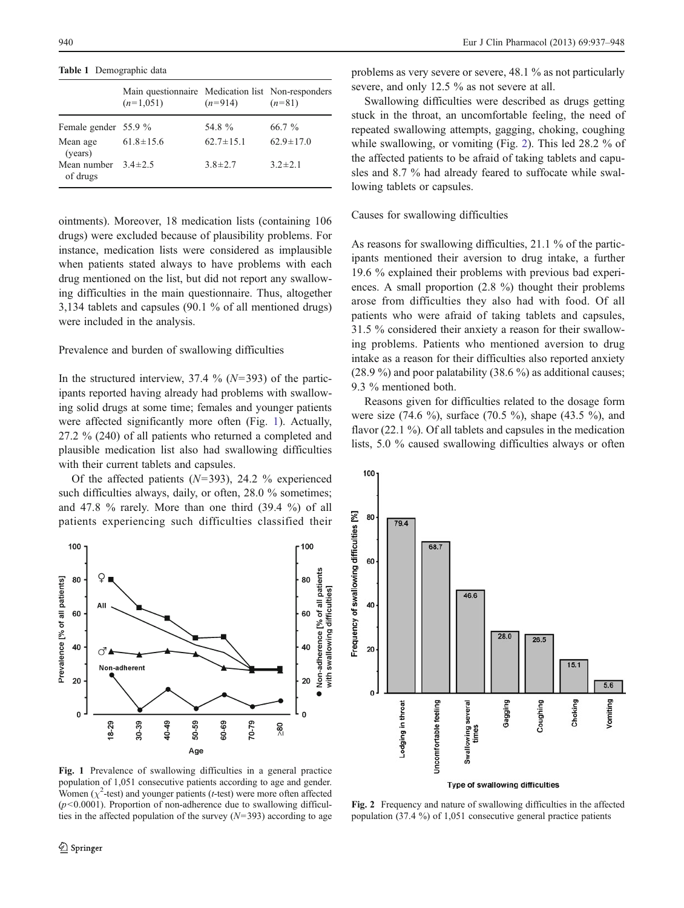**Table 1** Demographic data

| | Main questionnaire ($n$=1,051) | Medication list ($n$=914) | Non-responders ($n$=81) |
|---|---|---|---|
| Female gender | 55.9 % | 54.8 % | 66.7 % |
| Mean age (years) | 61.8±15.6 | 62.7±15.1 | 62.9±17.0 |
| Mean number of drugs | 3.4±2.5 | 3.8±2.7 | 3.2±2.1 |

ointments). Moreover, 18 medication lists (containing 106 drugs) were excluded because of plausibility problems. For instance, medication lists were considered as implausible when patients stated always to have problems with each drug mentioned on the list, but did not report any swallowing difficulties in the main questionnaire. Thus, altogether 3,134 tablets and capsules (90.1 % of all mentioned drugs) were included in the analysis.

## Prevalence and burden of swallowing difficulties

In the structured interview, 37.4 % ($N$=393) of the participants reported having already had problems with swallowing solid drugs at some time; females and younger patients were affected significantly more often (Fig. 1). Actually, 27.2 % (240) of all patients who returned a completed and plausible medication list also had swallowing difficulties with their current tablets and capsules.

Of the affected patients ($N$=393), 24.2 % experienced such difficulties always, daily, or often, 28.0 % sometimes; and 47.8 % rarely. More than one third (39.4 %) of all patients experiencing such difficulties classified their problems as very severe or severe, 48.1 % as not particularly severe, and only 12.5 % as not severe at all.

Swallowing difficulties were described as drugs getting stuck in the throat, an uncomfortable feeling, the need of repeated swallowing attempts, gagging, choking, coughing while swallowing, or vomiting (Fig. 2). This led 28.2 % of the affected patients to be afraid of taking tablets and capsules and 8.7 % had already feared to suffocate while swallowing tablets or capsules.

**Fig. 1** Prevalence of swallowing difficulties in a general practice population of 1,051 consecutive patients according to age and gender. Women ($\chi^2$-test) and younger patients ($t$-test) were more often affected ($p$<0.0001). Proportion of non-adherence due to swallowing difficulties in the affected population of the survey ($N$=393) according to age

## Causes for swallowing difficulties

As reasons for swallowing difficulties, 21.1 % of the participants mentioned their aversion to drug intake, a further 19.6 % explained their problems with previous bad experiences. A small proportion (2.8 %) thought their problems arose from difficulties they also had with food. Of all patients who were afraid of taking tablets and capsules, 31.5 % considered their anxiety a reason for their swallowing problems. Patients who mentioned aversion to drug intake as a reason for their difficulties also reported anxiety (28.9 %) and poor palatability (38.6 %) as additional causes; 9.3 % mentioned both.

Reasons given for difficulties related to the dosage form were size (74.6 %), surface (70.5 %), shape (43.5 %), and flavor (22.1 %). Of all tablets and capsules in the medication lists, 5.0 % caused swallowing difficulties always or often

**Fig. 2** Frequency and nature of swallowing difficulties in the affected population (37.4 %) of 1,051 consecutive general practice patients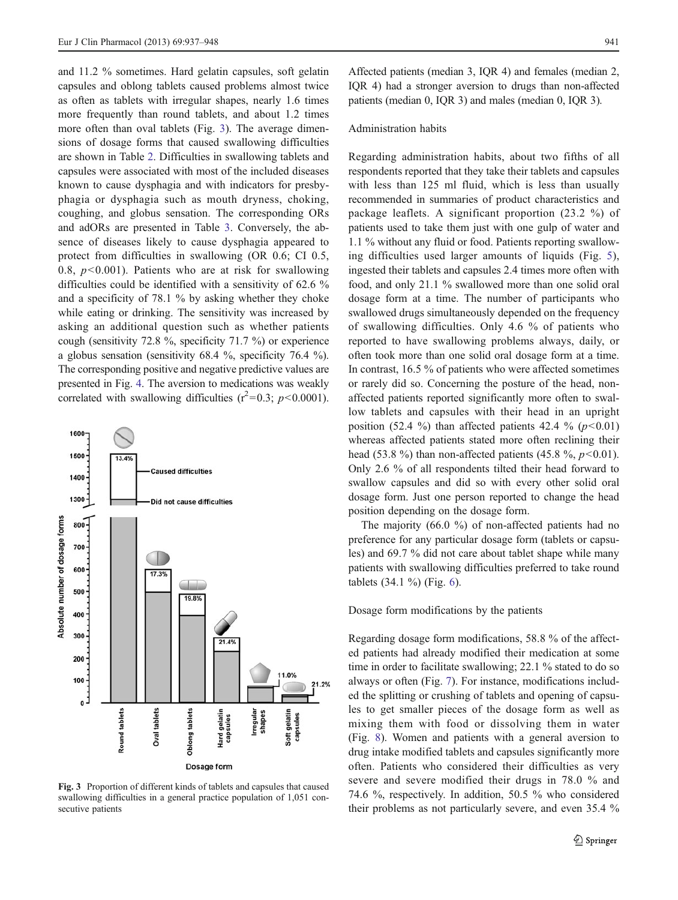and 11.2 % sometimes. Hard gelatin capsules, soft gelatin capsules and oblong tablets caused problems almost twice as often as tablets with irregular shapes, nearly 1.6 times more frequently than round tablets, and about 1.2 times more often than oval tablets (Fig. 3). The average dimensions of dosage forms that caused swallowing difficulties are shown in Table 2. Difficulties in swallowing tablets and capsules were associated with most of the included diseases known to cause dysphagia and with indicators for presbyphagia or dysphagia such as mouth dryness, choking, coughing, and globus sensation. The corresponding ORs and adORs are presented in Table 3. Conversely, the absence of diseases likely to cause dysphagia appeared to protect from difficulties in swallowing (OR 0.6; CI 0.5, 0.8, $p<0.001$). Patients who are at risk for swallowing difficulties could be identified with a sensitivity of 62.6 % and a specificity of 78.1 % by asking whether they choke while eating or drinking. The sensitivity was increased by asking an additional question such as whether patients cough (sensitivity 72.8 %, specificity 71.7 %) or experience a globus sensation (sensitivity 68.4 %, specificity 76.4 %). The corresponding positive and negative predictive values are presented in Fig. 4. The aversion to medications was weakly correlated with swallowing difficulties ($r^2=0.3$; $p<0.0001$).

Fig. 3 Proportion of different kinds of tablets and capsules that caused swallowing difficulties in a general practice population of 1,051 consecutive patients

Affected patients (median 3, IQR 4) and females (median 2, IQR 4) had a stronger aversion to drugs than non-affected patients (median 0, IQR 3) and males (median 0, IQR 3).

### Administration habits

Regarding administration habits, about two fifths of all respondents reported that they take their tablets and capsules with less than 125 ml fluid, which is less than usually recommended in summaries of product characteristics and package leaflets. A significant proportion (23.2 %) of patients used to take them just with one gulp of water and 1.1 % without any fluid or food. Patients reporting swallowing difficulties used larger amounts of liquids (Fig. 5), ingested their tablets and capsules 2.4 times more often with food, and only 21.1 % swallowed more than one solid oral dosage form at a time. The number of participants who swallowed drugs simultaneously depended on the frequency of swallowing difficulties. Only 4.6 % of patients who reported to have swallowing problems always, daily, or often took more than one solid oral dosage form at a time. In contrast, 16.5 % of patients who were affected sometimes or rarely did so. Concerning the posture of the head, non-affected patients reported significantly more often to swallow tablets and capsules with their head in an upright position (52.4 %) than affected patients 42.4 % ($p<0.01$) whereas affected patients stated more often reclining their head (53.8 %) than non-affected patients (45.8 %, $p<0.01$). Only 2.6 % of all respondents tilted their head forward to swallow capsules and did so with every other solid oral dosage form. Just one person reported to change the head position depending on the dosage form.

The majority (66.0 %) of non-affected patients had no preference for any particular dosage form (tablets or capsules) and 69.7 % did not care about tablet shape while many patients with swallowing difficulties preferred to take round tablets (34.1 %) (Fig. 6).

### Dosage form modifications by the patients

Regarding dosage form modifications, 58.8 % of the affected patients had already modified their medication at some time in order to facilitate swallowing; 22.1 % stated to do so always or often (Fig. 7). For instance, modifications included the splitting or crushing of tablets and opening of capsules to get smaller pieces of the dosage form as well as mixing them with food or dissolving them in water (Fig. 8). Women and patients with a general aversion to drug intake modified tablets and capsules significantly more often. Patients who considered their difficulties as very severe and severe modified their drugs in 78.0 % and 74.6 %, respectively. In addition, 50.5 % who considered their problems as not particularly severe, and even 35.4 %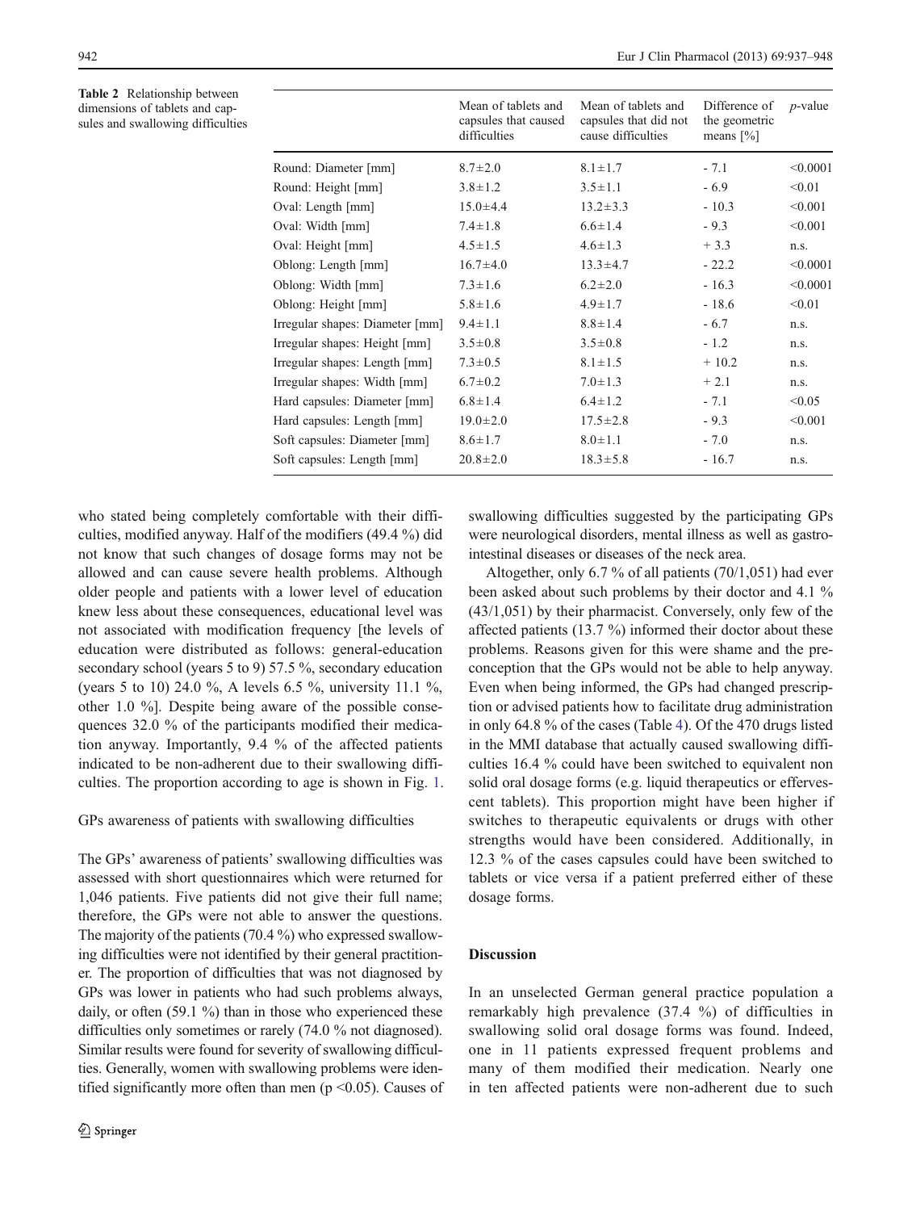**Table 2** Relationship between dimensions of tablets and capsules and swallowing difficulties

| | Mean of tablets and capsules that caused difficulties | Mean of tablets and capsules that did not cause difficulties | Difference of the geometric means [%] | *p*-value |
|---|---|---|---|---|
| Round: Diameter [mm] | 8.7±2.0 | 8.1±1.7 | - 7.1 | <0.0001 |
| Round: Height [mm] | 3.8±1.2 | 3.5±1.1 | - 6.9 | <0.01 |
| Oval: Length [mm] | 15.0±4.4 | 13.2±3.3 | - 10.3 | <0.001 |
| Oval: Width [mm] | 7.4±1.8 | 6.6±1.4 | - 9.3 | <0.001 |
| Oval: Height [mm] | 4.5±1.5 | 4.6±1.3 | + 3.3 | n.s. |
| Oblong: Length [mm] | 16.7±4.0 | 13.3±4.7 | - 22.2 | <0.0001 |
| Oblong: Width [mm] | 7.3±1.6 | 6.2±2.0 | - 16.3 | <0.0001 |
| Oblong: Height [mm] | 5.8±1.6 | 4.9±1.7 | - 18.6 | <0.01 |
| Irregular shapes: Diameter [mm] | 9.4±1.1 | 8.8±1.4 | - 6.7 | n.s. |
| Irregular shapes: Height [mm] | 3.5±0.8 | 3.5±0.8 | - 1.2 | n.s. |
| Irregular shapes: Length [mm] | 7.3±0.5 | 8.1±1.5 | + 10.2 | n.s. |
| Irregular shapes: Width [mm] | 6.7±0.2 | 7.0±1.3 | + 2.1 | n.s. |
| Hard capsules: Diameter [mm] | 6.8±1.4 | 6.4±1.2 | - 7.1 | <0.05 |
| Hard capsules: Length [mm] | 19.0±2.0 | 17.5±2.8 | - 9.3 | <0.001 |
| Soft capsules: Diameter [mm] | 8.6±1.7 | 8.0±1.1 | - 7.0 | n.s. |
| Soft capsules: Length [mm] | 20.8±2.0 | 18.3±5.8 | - 16.7 | n.s. |

who stated being completely comfortable with their difficulties, modified anyway. Half of the modifiers (49.4 %) did not know that such changes of dosage forms may not be allowed and can cause severe health problems. Although older people and patients with a lower level of education knew less about these consequences, educational level was not associated with modification frequency [the levels of education were distributed as follows: general-education secondary school (years 5 to 9) 57.5 %, secondary education (years 5 to 10) 24.0 %, A levels 6.5 %, university 11.1 %, other 1.0 %]. Despite being aware of the possible consequences 32.0 % of the participants modified their medication anyway. Importantly, 9.4 % of the affected patients indicated to be non-adherent due to their swallowing difficulties. The proportion according to age is shown in Fig. 1.

GPs awareness of patients with swallowing difficulties

The GPs' awareness of patients' swallowing difficulties was assessed with short questionnaires which were returned for 1,046 patients. Five patients did not give their full name; therefore, the GPs were not able to answer the questions. The majority of the patients (70.4 %) who expressed swallowing difficulties were not identified by their general practitioner. The proportion of difficulties that was not diagnosed by GPs was lower in patients who had such problems always, daily, or often (59.1 %) than in those who experienced these difficulties only sometimes or rarely (74.0 % not diagnosed). Similar results were found for severity of swallowing difficulties. Generally, women with swallowing problems were identified significantly more often than men ($p < 0.05$). Causes of swallowing difficulties suggested by the participating GPs were neurological disorders, mental illness as well as gastrointestinal diseases or diseases of the neck area.

Altogether, only 6.7 % of all patients (70/1,051) had ever been asked about such problems by their doctor and 4.1 % (43/1,051) by their pharmacist. Conversely, only few of the affected patients (13.7 %) informed their doctor about these problems. Reasons given for this were shame and the preconception that the GPs would not be able to help anyway. Even when being informed, the GPs had changed prescription or advised patients how to facilitate drug administration in only 64.8 % of the cases (Table 4). Of the 470 drugs listed in the MMI database that actually caused swallowing difficulties 16.4 % could have been switched to equivalent non solid oral dosage forms (e.g. liquid therapeutics or effervescent tablets). This proportion might have been higher if switches to therapeutic equivalents or drugs with other strengths would have been considered. Additionally, in 12.3 % of the cases capsules could have been switched to tablets or vice versa if a patient preferred either of these dosage forms.

## Discussion

In an unselected German general practice population a remarkably high prevalence (37.4 %) of difficulties in swallowing solid oral dosage forms was found. Indeed, one in 11 patients expressed frequent problems and many of them modified their medication. Nearly one in ten affected patients were non-adherent due to such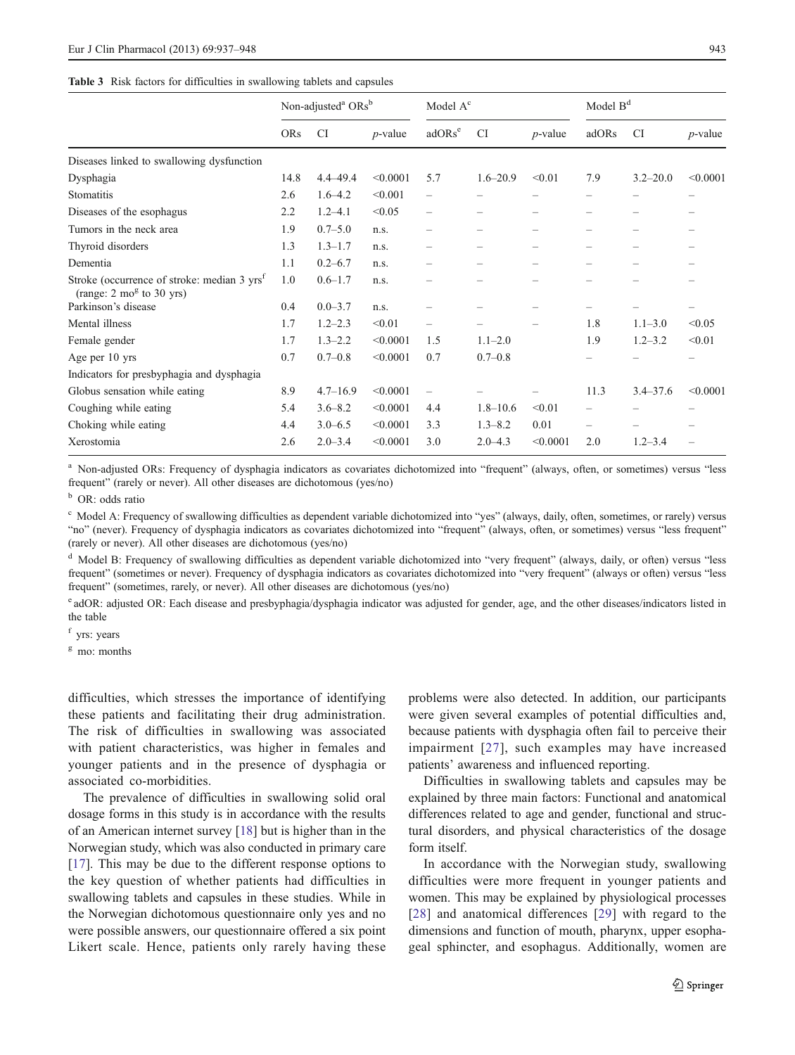**Table 3** Risk factors for difficulties in swallowing tablets and capsules

| | Non-adjusted[a] ORs[b] | | | Model A[c] | | | Model B[d] | | |
|---|---|---|---|---|---|---|---|---|---|
| | ORs | CI | *p*-value | adORs[e] | CI | *p*-value | adORs | CI | *p*-value |
| Diseases linked to swallowing dysfunction | | | | | | | | | |
| Dysphagia | 14.8 | 4.4–49.4 | <0.0001 | 5.7 | 1.6–20.9 | <0.01 | 7.9 | 3.2–20.0 | <0.0001 |
| Stomatitis | 2.6 | 1.6–4.2 | <0.001 | – | – | – | – | – | – |
| Diseases of the esophagus | 2.2 | 1.2–4.1 | <0.05 | – | – | – | – | – | – |
| Tumors in the neck area | 1.9 | 0.7–5.0 | n.s. | – | – | – | – | – | – |
| Thyroid disorders | 1.3 | 1.3–1.7 | n.s. | – | – | – | – | – | – |
| Dementia | 1.1 | 0.2–6.7 | n.s. | – | – | – | – | – | – |
| Stroke (occurrence of stroke: median 3 yrs[f] (range: 2 mo[g] to 30 yrs) | 1.0 | 0.6–1.7 | n.s. | – | – | – | – | – | – |
| Parkinson's disease | 0.4 | 0.0–3.7 | n.s. | – | – | – | – | – | – |
| Mental illness | 1.7 | 1.2–2.3 | <0.01 | – | – | – | 1.8 | 1.1–3.0 | <0.05 |
| Female gender | 1.7 | 1.3–2.2 | <0.0001 | 1.5 | 1.1–2.0 | | 1.9 | 1.2–3.2 | <0.01 |
| Age per 10 yrs | 0.7 | 0.7–0.8 | <0.0001 | 0.7 | 0.7–0.8 | | – | – | – |
| Indicators for presbyphagia and dysphagia | | | | | | | | | |
| Globus sensation while eating | 8.9 | 4.7–16.9 | <0.0001 | – | – | – | 11.3 | 3.4–37.6 | <0.0001 |
| Coughing while eating | 5.4 | 3.6–8.2 | <0.0001 | 4.4 | 1.8–10.6 | <0.01 | – | – | – |
| Choking while eating | 4.4 | 3.0–6.5 | <0.0001 | 3.3 | 1.3–8.2 | 0.01 | – | – | – |
| Xerostomia | 2.6 | 2.0–3.4 | <0.0001 | 3.0 | 2.0–4.3 | <0.0001 | 2.0 | 1.2–3.4 | – |

[a] Non-adjusted ORs: Frequency of dysphagia indicators as covariates dichotomized into "frequent" (always, often, or sometimes) versus "less frequent" (rarely or never). All other diseases are dichotomous (yes/no)

[b] OR: odds ratio

[c] Model A: Frequency of swallowing difficulties as dependent variable dichotomized into "yes" (always, daily, often, sometimes, or rarely) versus "no" (never). Frequency of dysphagia indicators as covariates dichotomized into "frequent" (always, often, or sometimes) versus "less frequent" (rarely or never). All other diseases are dichotomous (yes/no)

[d] Model B: Frequency of swallowing difficulties as dependent variable dichotomized into "very frequent" (always, daily, or often) versus "less frequent" (sometimes or never). Frequency of dysphagia indicators as covariates dichotomized into "very frequent" (always or often) versus "less frequent" (sometimes, rarely, or never). All other diseases are dichotomous (yes/no)

[e] adOR: adjusted OR: Each disease and presbyphagia/dysphagia indicator was adjusted for gender, age, and the other diseases/indicators listed in the table

[f] yrs: years

[g] mo: months

difficulties, which stresses the importance of identifying these patients and facilitating their drug administration. The risk of difficulties in swallowing was associated with patient characteristics, was higher in females and younger patients and in the presence of dysphagia or associated co-morbidities.

The prevalence of difficulties in swallowing solid oral dosage forms in this study is in accordance with the results of an American internet survey [18] but is higher than in the Norwegian study, which was also conducted in primary care [17]. This may be due to the different response options to the key question of whether patients had difficulties in swallowing tablets and capsules in these studies. While in the Norwegian dichotomous questionnaire only yes and no were possible answers, our questionnaire offered a six point Likert scale. Hence, patients only rarely having these problems were also detected. In addition, our participants were given several examples of potential difficulties and, because patients with dysphagia often fail to perceive their impairment [27], such examples may have increased patients' awareness and influenced reporting.

Difficulties in swallowing tablets and capsules may be explained by three main factors: Functional and anatomical differences related to age and gender, functional and structural disorders, and physical characteristics of the dosage form itself.

In accordance with the Norwegian study, swallowing difficulties were more frequent in younger patients and women. This may be explained by physiological processes [28] and anatomical differences [29] with regard to the dimensions and function of mouth, pharynx, upper esophageal sphincter, and esophagus. Additionally, women are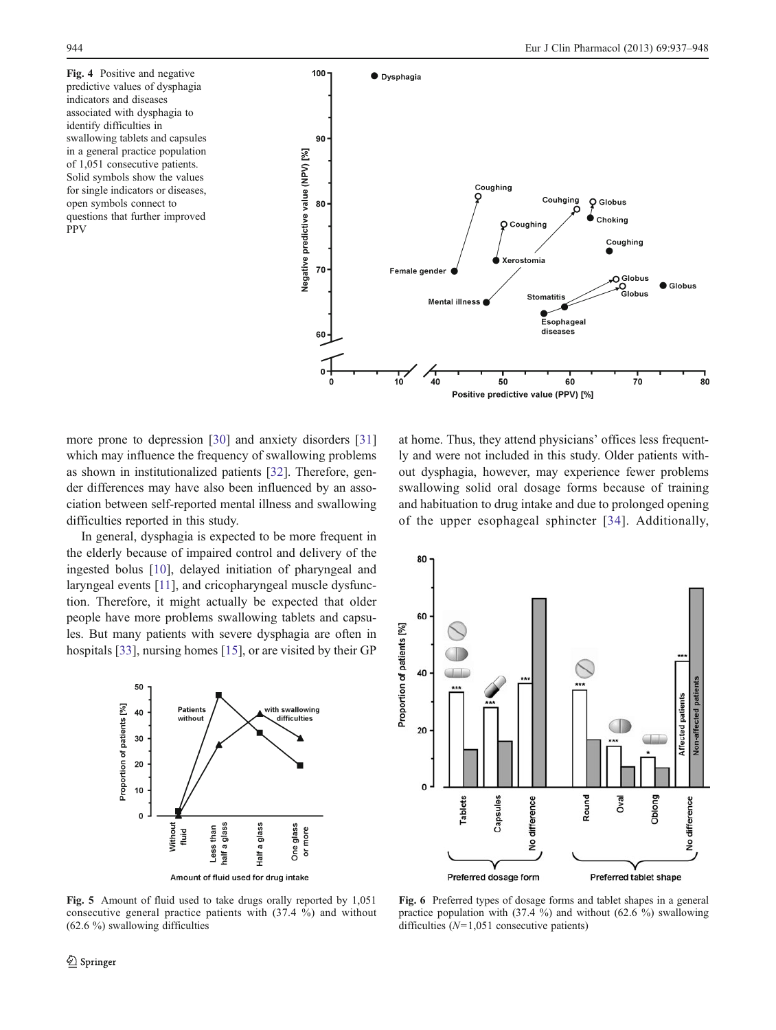Fig. 4 Positive and negative predictive values of dysphagia indicators and diseases associated with dysphagia to identify difficulties in swallowing tablets and capsules in a general practice population of 1,051 consecutive patients. Solid symbols show the values for single indicators or diseases, open symbols connect to questions that further improved PPV

more prone to depression [30] and anxiety disorders [31] which may influence the frequency of swallowing problems as shown in institutionalized patients [32]. Therefore, gender differences may have also been influenced by an association between self-reported mental illness and swallowing difficulties reported in this study.

In general, dysphagia is expected to be more frequent in the elderly because of impaired control and delivery of the ingested bolus [10], delayed initiation of pharyngeal and laryngeal events [11], and cricopharyngeal muscle dysfunction. Therefore, it might actually be expected that older people have more problems swallowing tablets and capsules. But many patients with severe dysphagia are often in hospitals [33], nursing homes [15], or are visited by their GP at home. Thus, they attend physicians' offices less frequently and were not included in this study. Older patients without dysphagia, however, may experience fewer problems swallowing solid oral dosage forms because of training and habituation to drug intake and due to prolonged opening of the upper esophageal sphincter [34]. Additionally,

Fig. 5 Amount of fluid used to take drugs orally reported by 1,051 consecutive general practice patients with (37.4 %) and without (62.6 %) swallowing difficulties

Fig. 6 Preferred types of dosage forms and tablet shapes in a general practice population with (37.4 %) and without (62.6 %) swallowing difficulties ($N$=1,051 consecutive patients)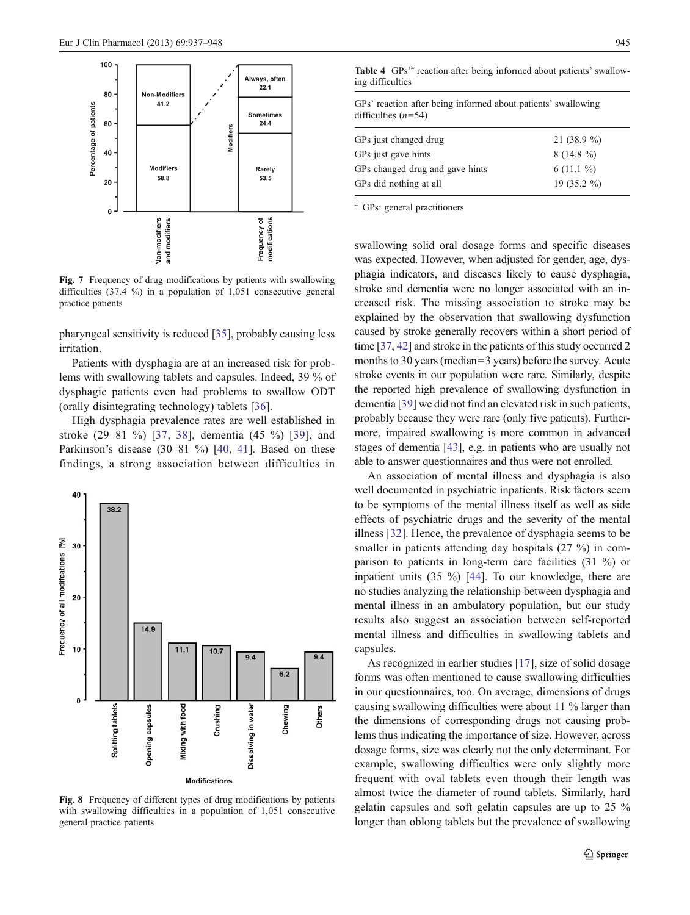Fig. 7 Frequency of drug modifications by patients with swallowing difficulties (37.4 %) in a population of 1,051 consecutive general practice patients

pharyngeal sensitivity is reduced [35], probably causing less irritation.

Patients with dysphagia are at an increased risk for problems with swallowing tablets and capsules. Indeed, 39 % of dysphagic patients even had problems to swallow ODT (orally disintegrating technology) tablets [36].

High dysphagia prevalence rates are well established in stroke (29–81 %) [37, 38], dementia (45 %) [39], and Parkinson's disease (30–81 %) [40, 41]. Based on these findings, a strong association between difficulties in

Fig. 8 Frequency of different types of drug modifications by patients with swallowing difficulties in a population of 1,051 consecutive general practice patients

**Table 4** GPs'[a] reaction after being informed about patients' swallowing difficulties

| GPs' reaction after being informed about patients' swallowing difficulties ($n$=54) | |
|---|---|
| GPs just changed drug | 21 (38.9 %) |
| GPs just gave hints | 8 (14.8 %) |
| GPs changed drug and gave hints | 6 (11.1 %) |
| GPs did nothing at all | 19 (35.2 %) |

[a] GPs: general practitioners

swallowing solid oral dosage forms and specific diseases was expected. However, when adjusted for gender, age, dysphagia indicators, and diseases likely to cause dysphagia, stroke and dementia were no longer associated with an increased risk. The missing association to stroke may be explained by the observation that swallowing dysfunction caused by stroke generally recovers within a short period of time [37, 42] and stroke in the patients of this study occurred 2 months to 30 years (median=3 years) before the survey. Acute stroke events in our population were rare. Similarly, despite the reported high prevalence of swallowing dysfunction in dementia [39] we did not find an elevated risk in such patients, probably because they were rare (only five patients). Furthermore, impaired swallowing is more common in advanced stages of dementia [43], e.g. in patients who are usually not able to answer questionnaires and thus were not enrolled.

An association of mental illness and dysphagia is also well documented in psychiatric inpatients. Risk factors seem to be symptoms of the mental illness itself as well as side effects of psychiatric drugs and the severity of the mental illness [32]. Hence, the prevalence of dysphagia seems to be smaller in patients attending day hospitals (27 %) in comparison to patients in long-term care facilities (31 %) or inpatient units (35 %) [44]. To our knowledge, there are no studies analyzing the relationship between dysphagia and mental illness in an ambulatory population, but our study results also suggest an association between self-reported mental illness and difficulties in swallowing tablets and capsules.

As recognized in earlier studies [17], size of solid dosage forms was often mentioned to cause swallowing difficulties in our questionnaires, too. On average, dimensions of drugs causing swallowing difficulties were about 11 % larger than the dimensions of corresponding drugs not causing problems thus indicating the importance of size. However, across dosage forms, size was clearly not the only determinant. For example, swallowing difficulties were only slightly more frequent with oval tablets even though their length was almost twice the diameter of round tablets. Similarly, hard gelatin capsules and soft gelatin capsules are up to 25 % longer than oblong tablets but the prevalence of swallowing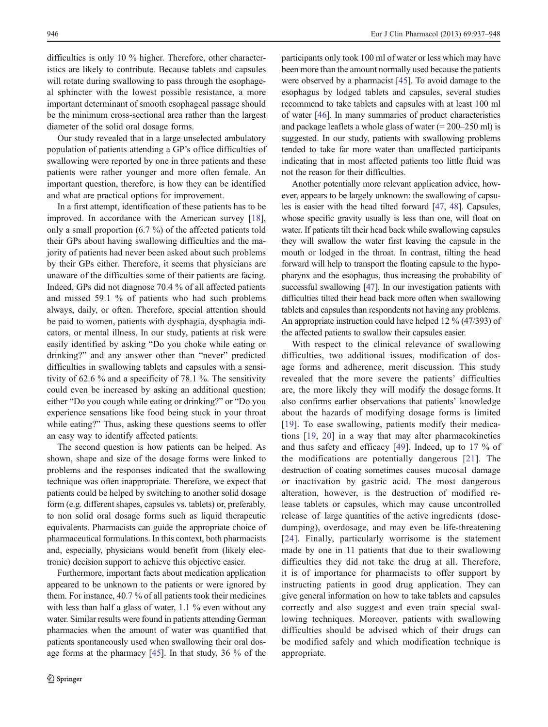difficulties is only 10 % higher. Therefore, other characteristics are likely to contribute. Because tablets and capsules will rotate during swallowing to pass through the esophageal sphincter with the lowest possible resistance, a more important determinant of smooth esophageal passage should be the minimum cross-sectional area rather than the largest diameter of the solid oral dosage forms.

Our study revealed that in a large unselected ambulatory population of patients attending a GP's office difficulties of swallowing were reported by one in three patients and these patients were rather younger and more often female. An important question, therefore, is how they can be identified and what are practical options for improvement.

In a first attempt, identification of these patients has to be improved. In accordance with the American survey [18], only a small proportion (6.7 %) of the affected patients told their GPs about having swallowing difficulties and the majority of patients had never been asked about such problems by their GPs either. Therefore, it seems that physicians are unaware of the difficulties some of their patients are facing. Indeed, GPs did not diagnose 70.4 % of all affected patients and missed 59.1 % of patients who had such problems always, daily, or often. Therefore, special attention should be paid to women, patients with dysphagia, dysphagia indicators, or mental illness. In our study, patients at risk were easily identified by asking "Do you choke while eating or drinking?" and any answer other than "never" predicted difficulties in swallowing tablets and capsules with a sensitivity of 62.6 % and a specificity of 78.1 %. The sensitivity could even be increased by asking an additional question; either "Do you cough while eating or drinking?" or "Do you experience sensations like food being stuck in your throat while eating?" Thus, asking these questions seems to offer an easy way to identify affected patients.

The second question is how patients can be helped. As shown, shape and size of the dosage forms were linked to problems and the responses indicated that the swallowing technique was often inappropriate. Therefore, we expect that patients could be helped by switching to another solid dosage form (e.g. different shapes, capsules vs. tablets) or, preferably, to non solid oral dosage forms such as liquid therapeutic equivalents. Pharmacists can guide the appropriate choice of pharmaceutical formulations. In this context, both pharmacists and, especially, physicians would benefit from (likely electronic) decision support to achieve this objective easier.

Furthermore, important facts about medication application appeared to be unknown to the patients or were ignored by them. For instance, 40.7 % of all patients took their medicines with less than half a glass of water, 1.1 % even without any water. Similar results were found in patients attending German pharmacies when the amount of water was quantified that patients spontaneously used when swallowing their oral dosage forms at the pharmacy [45]. In that study, 36 % of the participants only took 100 ml of water or less which may have been more than the amount normally used because the patients were observed by a pharmacist [45]. To avoid damage to the esophagus by lodged tablets and capsules, several studies recommend to take tablets and capsules with at least 100 ml of water [46]. In many summaries of product characteristics and package leaflets a whole glass of water (= 200–250 ml) is suggested. In our study, patients with swallowing problems tended to take far more water than unaffected participants indicating that in most affected patients too little fluid was not the reason for their difficulties.

Another potentially more relevant application advice, however, appears to be largely unknown: the swallowing of capsules is easier with the head tilted forward [47, 48]. Capsules, whose specific gravity usually is less than one, will float on water. If patients tilt their head back while swallowing capsules they will swallow the water first leaving the capsule in the mouth or lodged in the throat. In contrast, tilting the head forward will help to transport the floating capsule to the hypopharynx and the esophagus, thus increasing the probability of successful swallowing [47]. In our investigation patients with difficulties tilted their head back more often when swallowing tablets and capsules than respondents not having any problems. An appropriate instruction could have helped 12 % (47/393) of the affected patients to swallow their capsules easier.

With respect to the clinical relevance of swallowing difficulties, two additional issues, modification of dosage forms and adherence, merit discussion. This study revealed that the more severe the patients' difficulties are, the more likely they will modify the dosage forms. It also confirms earlier observations that patients' knowledge about the hazards of modifying dosage forms is limited [19]. To ease swallowing, patients modify their medications [19, 20] in a way that may alter pharmacokinetics and thus safety and efficacy [49]. Indeed, up to 17 % of the modifications are potentially dangerous [21]. The destruction of coating sometimes causes mucosal damage or inactivation by gastric acid. The most dangerous alteration, however, is the destruction of modified release tablets or capsules, which may cause uncontrolled release of large quantities of the active ingredients (dose-dumping), overdosage, and may even be life-threatening [24]. Finally, particularly worrisome is the statement made by one in 11 patients that due to their swallowing difficulties they did not take the drug at all. Therefore, it is of importance for pharmacists to offer support by instructing patients in good drug application. They can give general information on how to take tablets and capsules correctly and also suggest and even train special swallowing techniques. Moreover, patients with swallowing difficulties should be advised which of their drugs can be modified safely and which modification technique is appropriate.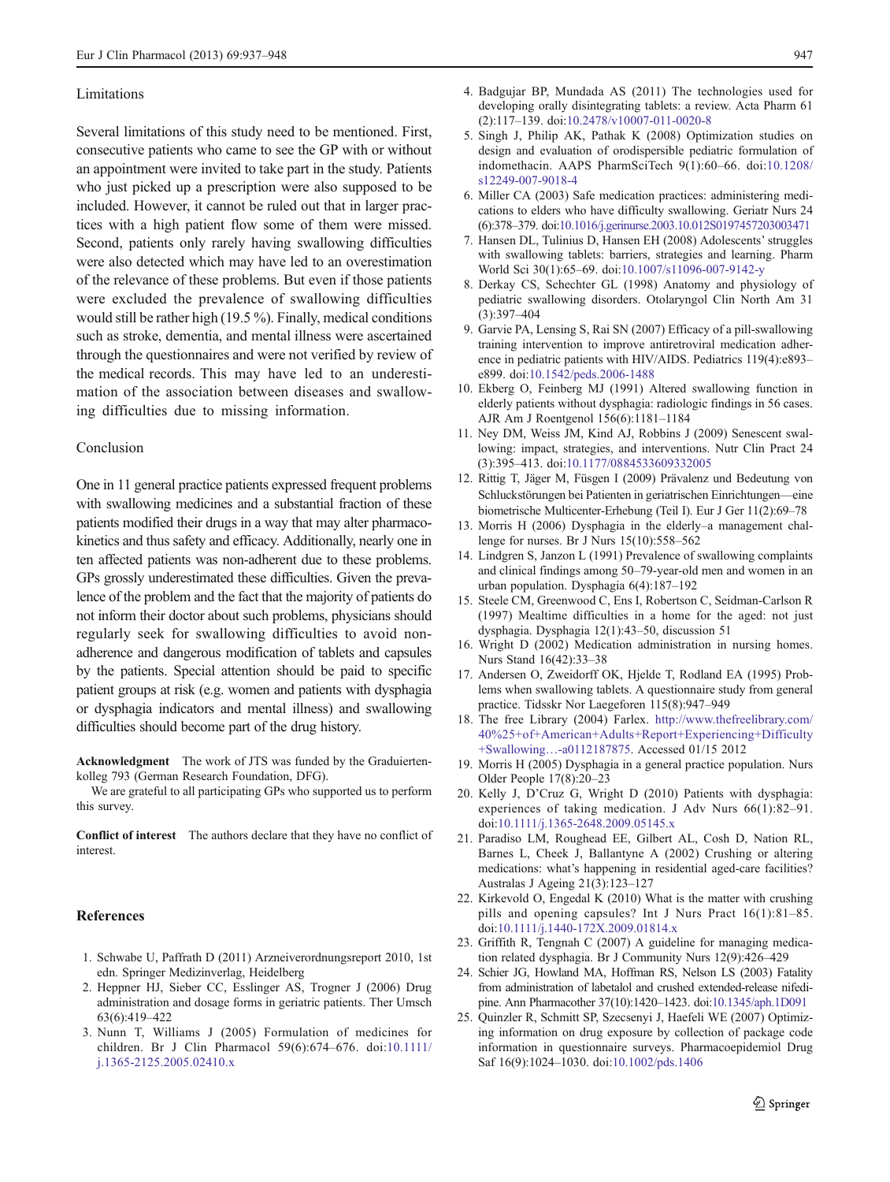### Limitations

Several limitations of this study need to be mentioned. First, consecutive patients who came to see the GP with or without an appointment were invited to take part in the study. Patients who just picked up a prescription were also supposed to be included. However, it cannot be ruled out that in larger practices with a high patient flow some of them were missed. Second, patients only rarely having swallowing difficulties were also detected which may have led to an overestimation of the relevance of these problems. But even if those patients were excluded the prevalence of swallowing difficulties would still be rather high (19.5 %). Finally, medical conditions such as stroke, dementia, and mental illness were ascertained through the questionnaires and were not verified by review of the medical records. This may have led to an underestimation of the association between diseases and swallowing difficulties due to missing information.

### Conclusion

One in 11 general practice patients expressed frequent problems with swallowing medicines and a substantial fraction of these patients modified their drugs in a way that may alter pharmacokinetics and thus safety and efficacy. Additionally, nearly one in ten affected patients was non-adherent due to these problems. GPs grossly underestimated these difficulties. Given the prevalence of the problem and the fact that the majority of patients do not inform their doctor about such problems, physicians should regularly seek for swallowing difficulties to avoid non-adherence and dangerous modification of tablets and capsules by the patients. Special attention should be paid to specific patient groups at risk (e.g. women and patients with dysphagia or dysphagia indicators and mental illness) and swallowing difficulties should become part of the drug history.

**Acknowledgment** The work of JTS was funded by the Graduiertenkolleg 793 (German Research Foundation, DFG).

We are grateful to all participating GPs who supported us to perform this survey.

**Conflict of interest** The authors declare that they have no conflict of interest.

## References

1. Schwabe U, Paffrath D (2011) Arzneiverordnungsreport 2010, 1st edn. Springer Medizinverlag, Heidelberg
2. Heppner HJ, Sieber CC, Esslinger AS, Trogner J (2006) Drug administration and dosage forms in geriatric patients. Ther Umsch 63(6):419–422
3. Nunn T, Williams J (2005) Formulation of medicines for children. Br J Clin Pharmacol 59(6):674–676. doi:10.1111/j.1365-2125.2005.02410.x
4. Badgujar BP, Mundada AS (2011) The technologies used for developing orally disintegrating tablets: a review. Acta Pharm 61 (2):117–139. doi:10.2478/v10007-011-0020-8
5. Singh J, Philip AK, Pathak K (2008) Optimization studies on design and evaluation of orodispersible pediatric formulation of indomethacin. AAPS PharmSciTech 9(1):60–66. doi:10.1208/s12249-007-9018-4
6. Miller CA (2003) Safe medication practices: administering medications to elders who have difficulty swallowing. Geriatr Nurs 24 (6):378–379. doi:10.1016/j.gerinurse.2003.10.012S0197457203003471
7. Hansen DL, Tulinius D, Hansen EH (2008) Adolescents' struggles with swallowing tablets: barriers, strategies and learning. Pharm World Sci 30(1):65–69. doi:10.1007/s11096-007-9142-y
8. Derkay CS, Schechter GL (1998) Anatomy and physiology of pediatric swallowing disorders. Otolaryngol Clin North Am 31 (3):397–404
9. Garvie PA, Lensing S, Rai SN (2007) Efficacy of a pill-swallowing training intervention to improve antiretroviral medication adherence in pediatric patients with HIV/AIDS. Pediatrics 119(4):e893–e899. doi:10.1542/peds.2006-1488
10. Ekberg O, Feinberg MJ (1991) Altered swallowing function in elderly patients without dysphagia: radiologic findings in 56 cases. AJR Am J Roentgenol 156(6):1181–1184
11. Ney DM, Weiss JM, Kind AJ, Robbins J (2009) Senescent swallowing: impact, strategies, and interventions. Nutr Clin Pract 24 (3):395–413. doi:10.1177/0884533609332005
12. Rittig T, Jäger M, Füsgen I (2009) Prävalenz und Bedeutung von Schluckstörungen bei Patienten in geriatrischen Einrichtungen—eine biometrische Multicenter-Erhebung (Teil I). Eur J Ger 11(2):69–78
13. Morris H (2006) Dysphagia in the elderly–a management challenge for nurses. Br J Nurs 15(10):558–562
14. Lindgren S, Janzon L (1991) Prevalence of swallowing complaints and clinical findings among 50–79-year-old men and women in an urban population. Dysphagia 6(4):187–192
15. Steele CM, Greenwood C, Ens I, Robertson C, Seidman-Carlson R (1997) Mealtime difficulties in a home for the aged: not just dysphagia. Dysphagia 12(1):43–50, discussion 51
16. Wright D (2002) Medication administration in nursing homes. Nurs Stand 16(42):33–38
17. Andersen O, Zweidorff OK, Hjelde T, Rodland EA (1995) Problems when swallowing tablets. A questionnaire study from general practice. Tidsskr Nor Laegeforen 115(8):947–949
18. The free Library (2004) Farlex. http://www.thefreelibrary.com/40%25+of+American+Adults+Report+Experiencing+Difficulty+Swallowing…-a0112187875. Accessed 01/15 2012
19. Morris H (2005) Dysphagia in a general practice population. Nurs Older People 17(8):20–23
20. Kelly J, D'Cruz G, Wright D (2010) Patients with dysphagia: experiences of taking medication. J Adv Nurs 66(1):82–91. doi:10.1111/j.1365-2648.2009.05145.x
21. Paradiso LM, Roughead EE, Gilbert AL, Cosh D, Nation RL, Barnes L, Cheek J, Ballantyne A (2002) Crushing or altering medications: what's happening in residential aged-care facilities? Australas J Ageing 21(3):123–127
22. Kirkevold O, Engedal K (2010) What is the matter with crushing pills and opening capsules? Int J Nurs Pract 16(1):81–85. doi:10.1111/j.1440-172X.2009.01814.x
23. Griffith R, Tengnah C (2007) A guideline for managing medication related dysphagia. Br J Community Nurs 12(9):426–429
24. Schier JG, Howland MA, Hoffman RS, Nelson LS (2003) Fatality from administration of labetalol and crushed extended-release nifedipine. Ann Pharmacother 37(10):1420–1423. doi:10.1345/aph.1D091
25. Quinzler R, Schmitt SP, Szecsenyi J, Haefeli WE (2007) Optimizing information on drug exposure by collection of package code information in questionnaire surveys. Pharmacoepidemiol Drug Saf 16(9):1024–1030. doi:10.1002/pds.1406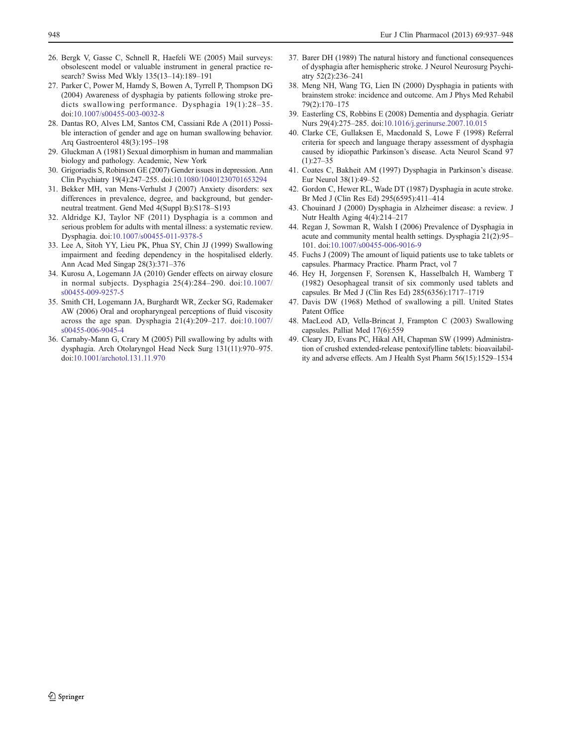26. Bergk V, Gasse C, Schnell R, Haefeli WE (2005) Mail surveys: obsolescent model or valuable instrument in general practice research? Swiss Med Wkly 135(13–14):189–191
27. Parker C, Power M, Hamdy S, Bowen A, Tyrrell P, Thompson DG (2004) Awareness of dysphagia by patients following stroke predicts swallowing performance. Dysphagia 19(1):28–35. doi:10.1007/s00455-003-0032-8
28. Dantas RO, Alves LM, Santos CM, Cassiani Rde A (2011) Possible interaction of gender and age on human swallowing behavior. Arq Gastroenterol 48(3):195–198
29. Gluckman A (1981) Sexual dimorphism in human and mammalian biology and pathology. Academic, New York
30. Grigoriadis S, Robinson GE (2007) Gender issues in depression. Ann Clin Psychiatry 19(4):247–255. doi:10.1080/10401230701653294
31. Bekker MH, van Mens-Verhulst J (2007) Anxiety disorders: sex differences in prevalence, degree, and background, but gender-neutral treatment. Gend Med 4(Suppl B):S178–S193
32. Aldridge KJ, Taylor NF (2011) Dysphagia is a common and serious problem for adults with mental illness: a systematic review. Dysphagia. doi:10.1007/s00455-011-9378-5
33. Lee A, Sitoh YY, Lieu PK, Phua SY, Chin JJ (1999) Swallowing impairment and feeding dependency in the hospitalised elderly. Ann Acad Med Singap 28(3):371–376
34. Kurosu A, Logemann JA (2010) Gender effects on airway closure in normal subjects. Dysphagia 25(4):284–290. doi:10.1007/s00455-009-9257-5
35. Smith CH, Logemann JA, Burghardt WR, Zecker SG, Rademaker AW (2006) Oral and oropharyngeal perceptions of fluid viscosity across the age span. Dysphagia 21(4):209–217. doi:10.1007/s00455-006-9045-4
36. Carnaby-Mann G, Crary M (2005) Pill swallowing by adults with dysphagia. Arch Otolaryngol Head Neck Surg 131(11):970–975. doi:10.1001/archotol.131.11.970
37. Barer DH (1989) The natural history and functional consequences of dysphagia after hemispheric stroke. J Neurol Neurosurg Psychiatry 52(2):236–241
38. Meng NH, Wang TG, Lien IN (2000) Dysphagia in patients with brainstem stroke: incidence and outcome. Am J Phys Med Rehabil 79(2):170–175
39. Easterling CS, Robbins E (2008) Dementia and dysphagia. Geriatr Nurs 29(4):275–285. doi:10.1016/j.gerinurse.2007.10.015
40. Clarke CE, Gullaksen E, Macdonald S, Lowe F (1998) Referral criteria for speech and language therapy assessment of dysphagia caused by idiopathic Parkinson's disease. Acta Neurol Scand 97(1):27–35
41. Coates C, Bakheit AM (1997) Dysphagia in Parkinson's disease. Eur Neurol 38(1):49–52
42. Gordon C, Hewer RL, Wade DT (1987) Dysphagia in acute stroke. Br Med J (Clin Res Ed) 295(6595):411–414
43. Chouinard J (2000) Dysphagia in Alzheimer disease: a review. J Nutr Health Aging 4(4):214–217
44. Regan J, Sowman R, Walsh I (2006) Prevalence of Dysphagia in acute and community mental health settings. Dysphagia 21(2):95–101. doi:10.1007/s00455-006-9016-9
45. Fuchs J (2009) The amount of liquid patients use to take tablets or capsules. Pharmacy Practice. Pharm Pract, vol 7
46. Hey H, Jorgensen F, Sorensen K, Hasselbalch H, Wamberg T (1982) Oesophageal transit of six commonly used tablets and capsules. Br Med J (Clin Res Ed) 285(6356):1717–1719
47. Davis DW (1968) Method of swallowing a pill. United States Patent Office
48. MacLeod AD, Vella-Brincat J, Frampton C (2003) Swallowing capsules. Palliat Med 17(6):559
49. Cleary JD, Evans PC, Hikal AH, Chapman SW (1999) Administration of crushed extended-release pentoxifylline tablets: bioavailability and adverse effects. Am J Health Syst Pharm 56(15):1529–1534